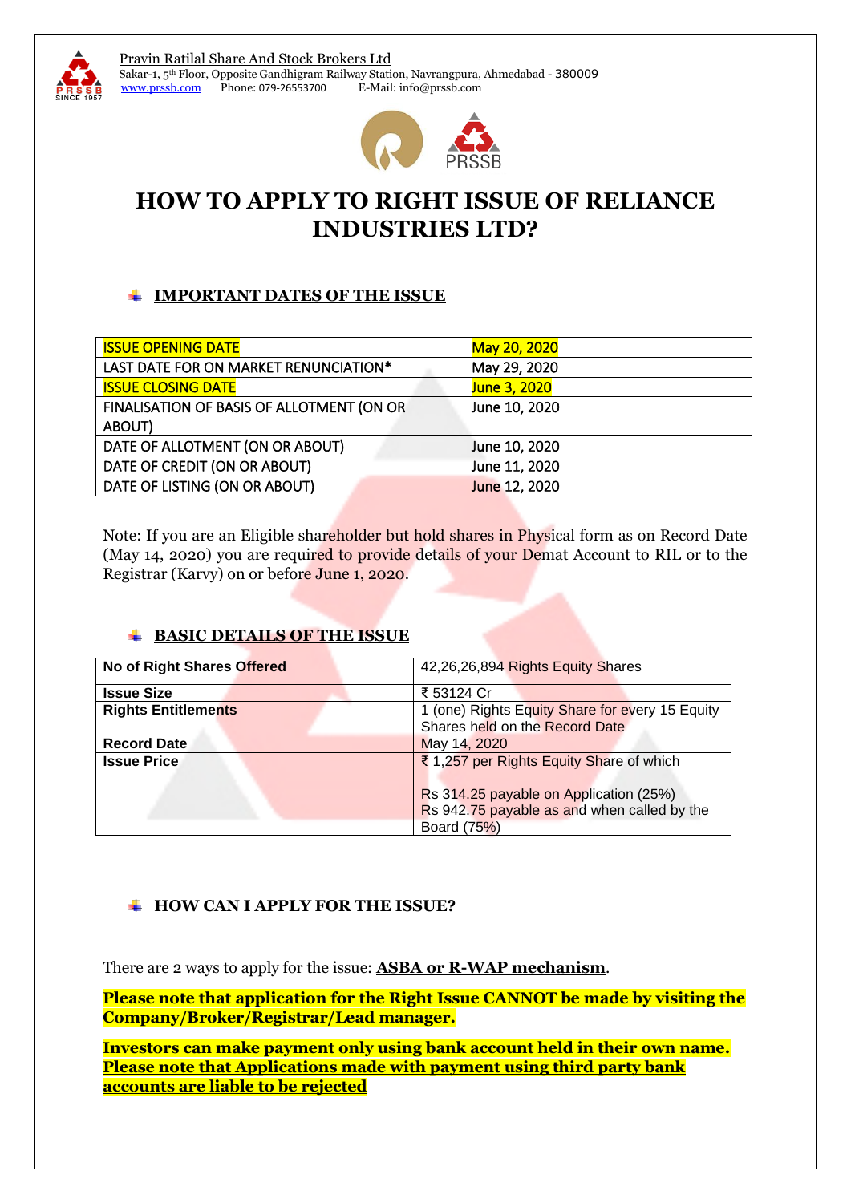Pravin Ratilal Share And Stock Brokers Ltd
Sakar-1, 5th Floor, Opposite Gandhigram Railway Station, Navrangpura, Ahmedabad - 380009
www.prssb.com Phone: 079-26553700 E-Mail: info@prssb.com

# HOW TO APPLY TO RIGHT ISSUE OF RELIANCE INDUSTRIES LTD?

## IMPORTANT DATES OF THE ISSUE

| | |
|---|---|
| ISSUE OPENING DATE | May 20, 2020 |
| LAST DATE FOR ON MARKET RENUNCIATION* | May 29, 2020 |
| ISSUE CLOSING DATE | June 3, 2020 |
| FINALISATION OF BASIS OF ALLOTMENT (ON OR ABOUT) | June 10, 2020 |
| DATE OF ALLOTMENT (ON OR ABOUT) | June 10, 2020 |
| DATE OF CREDIT (ON OR ABOUT) | June 11, 2020 |
| DATE OF LISTING (ON OR ABOUT) | June 12, 2020 |

Note: If you are an Eligible shareholder but hold shares in Physical form as on Record Date (May 14, 2020) you are required to provide details of your Demat Account to RIL or to the Registrar (Karvy) on or before June 1, 2020.

## BASIC DETAILS OF THE ISSUE

| | |
|---|---|
| **No of Right Shares Offered** | 42,26,26,894 Rights Equity Shares |
| **Issue Size** | ₹ 53124 Cr |
| **Rights Entitlements** | 1 (one) Rights Equity Share for every 15 Equity Shares held on the Record Date |
| **Record Date** | May 14, 2020 |
| **Issue Price** | ₹ 1,257 per Rights Equity Share of which<br><br>Rs 314.25 payable on Application (25%)<br>Rs 942.75 payable as and when called by the Board (75%) |

## HOW CAN I APPLY FOR THE ISSUE?

There are 2 ways to apply for the issue: **ASBA or R-WAP mechanism**.

**Please note that application for the Right Issue CANNOT be made by visiting the Company/Broker/Registrar/Lead manager.**

**Investors can make payment only using bank account held in their own name. Please note that Applications made with payment using third party bank accounts are liable to be rejected**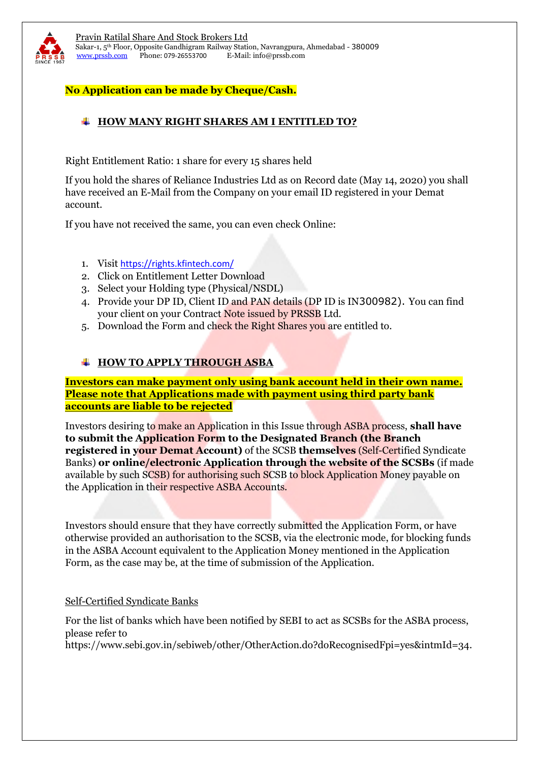**No Application can be made by Cheque/Cash.**

## HOW MANY RIGHT SHARES AM I ENTITLED TO?

Right Entitlement Ratio: 1 share for every 15 shares held

If you hold the shares of Reliance Industries Ltd as on Record date (May 14, 2020) you shall have received an E-Mail from the Company on your email ID registered in your Demat account.

If you have not received the same, you can even check Online:

1. Visit https://rights.kfintech.com/
2. Click on Entitlement Letter Download
3. Select your Holding type (Physical/NSDL)
4. Provide your DP ID, Client ID and PAN details (DP ID is IN300982). You can find your client on your Contract Note issued by PRSSB Ltd.
5. Download the Form and check the Right Shares you are entitled to.

## HOW TO APPLY THROUGH ASBA

**Investors can make payment only using bank account held in their own name. Please note that Applications made with payment using third party bank accounts are liable to be rejected**

Investors desiring to make an Application in this Issue through ASBA process, **shall have to submit the Application Form to the Designated Branch (the Branch registered in your Demat Account)** of the SCSB **themselves** (Self-Certified Syndicate Banks) **or online/electronic Application through the website of the SCSBs** (if made available by such SCSB) for authorising such SCSB to block Application Money payable on the Application in their respective ASBA Accounts.

Investors should ensure that they have correctly submitted the Application Form, or have otherwise provided an authorisation to the SCSB, via the electronic mode, for blocking funds in the ASBA Account equivalent to the Application Money mentioned in the Application Form, as the case may be, at the time of submission of the Application.

Self-Certified Syndicate Banks

For the list of banks which have been notified by SEBI to act as SCSBs for the ASBA process, please refer to https://www.sebi.gov.in/sebiweb/other/OtherAction.do?doRecognisedFpi=yes&intmId=34.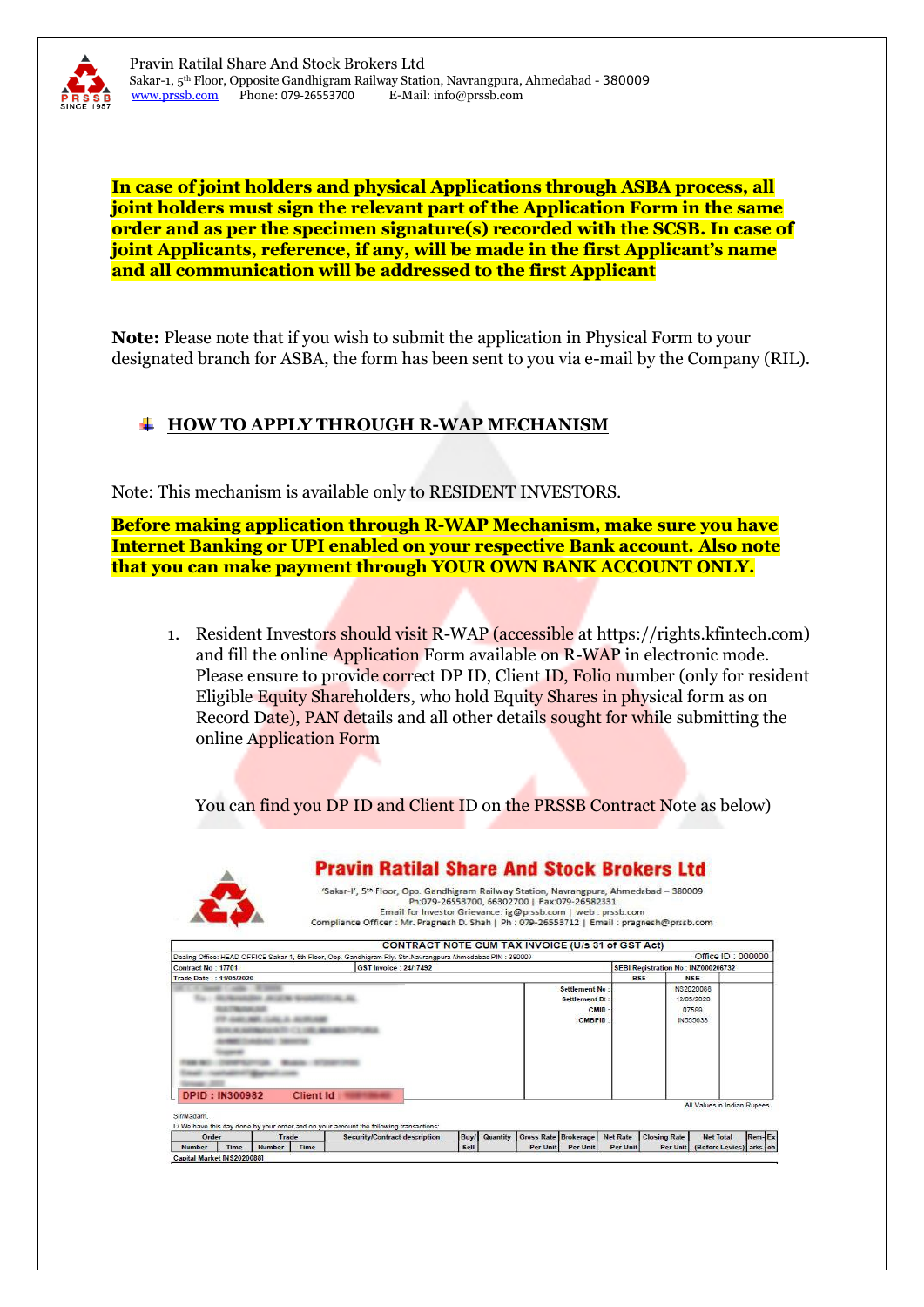**In case of joint holders and physical Applications through ASBA process, all joint holders must sign the relevant part of the Application Form in the same order and as per the specimen signature(s) recorded with the SCSB. In case of joint Applicants, reference, if any, will be made in the first Applicant's name and all communication will be addressed to the first Applicant**

**Note:** Please note that if you wish to submit the application in Physical Form to your designated branch for ASBA, the form has been sent to you via e-mail by the Company (RIL).

## HOW TO APPLY THROUGH R-WAP MECHANISM

Note: This mechanism is available only to RESIDENT INVESTORS.

**Before making application through R-WAP Mechanism, make sure you have Internet Banking or UPI enabled on your respective Bank account. Also note that you can make payment through YOUR OWN BANK ACCOUNT ONLY.**

1. Resident Investors should visit R-WAP (accessible at https://rights.kfintech.com) and fill the online Application Form available on R-WAP in electronic mode. Please ensure to provide correct DP ID, Client ID, Folio number (only for resident Eligible Equity Shareholders, who hold Equity Shares in physical form as on Record Date), PAN details and all other details sought for while submitting the online Application Form

   You can find you DP ID and Client ID on the PRSSB Contract Note as below)

**Pravin Ratilal Share And Stock Brokers Ltd**

'Sakar-I', 5th Floor, Opp. Gandhigram Railway Station, Navrangpura, Ahmedabad – 380009
Ph:079-26553700, 66302700 | Fax:079-26582331
Email for Investor Grievance: ig@prssb.com | web : prssb.com
Compliance Officer : Mr. Pragnesh D. Shah | Ph : 079-26553712 | Email : pragnesh@prssb.com

CONTRACT NOTE CUM TAX INVOICE (U/s 31 of GST Act)

Dealing Office: HEAD OFFICE Sakar-1, 5th Floor, Opp. Gandhigram Rly. Stn.Navrangpura Ahmedabad PIN : 380009 — Office ID : 000000

Contract No : 17701 | GST Invoice : 24/17492 | SEBI Registration No : INZ000206732

Trade Date : 11/05/2020

| | BSE | NSE |
|---|---|---|
| Settlement No : | | N52020088 |
| Settlement Dt : | | 12/05/2020 |
| CMID : | | 07569 |
| CMBPID : | | IN555633 |

DPID : IN300982 Client Id :

All Values in Indian Rupees.

Sir/Madam,

I / We have this day done by your order and on your account the following transactions:

| Order Number | Order Time | Trade Number | Trade Time | Security/Contract description | Buy/ Sell | Quantity | Gross Rate Per Unit | Brokerage Per Unit | Net Rate Per Unit | Closing Rate Per Unit | Net Total (Before Levies) | Remarks | Exch |
|---|---|---|---|---|---|---|---|---|---|---|---|---|---|
| Capital Market [N52020088] | | | | | | | | | | | | | |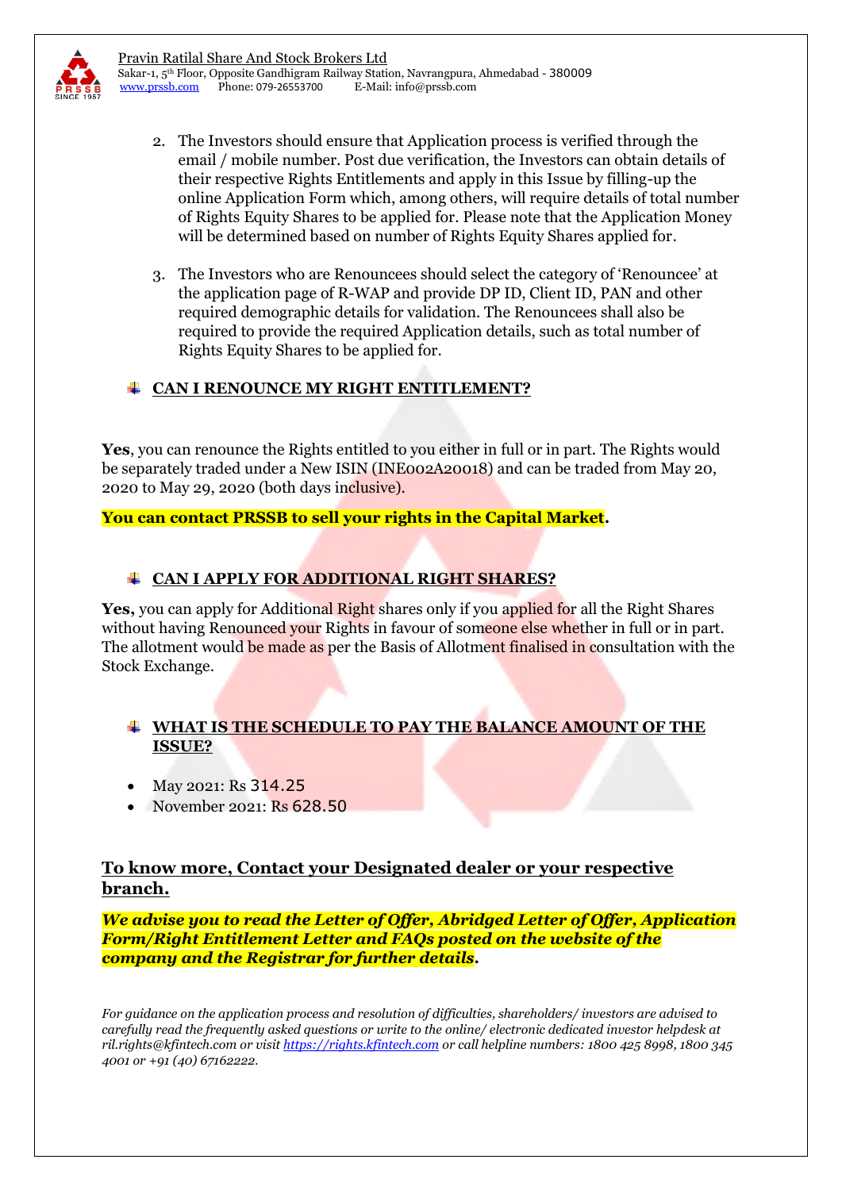2. The Investors should ensure that Application process is verified through the email / mobile number. Post due verification, the Investors can obtain details of their respective Rights Entitlements and apply in this Issue by filling-up the online Application Form which, among others, will require details of total number of Rights Equity Shares to be applied for. Please note that the Application Money will be determined based on number of Rights Equity Shares applied for.

3. The Investors who are Renouncees should select the category of 'Renouncee' at the application page of R-WAP and provide DP ID, Client ID, PAN and other required demographic details for validation. The Renouncees shall also be required to provide the required Application details, such as total number of Rights Equity Shares to be applied for.

### CAN I RENOUNCE MY RIGHT ENTITLEMENT?

**Yes**, you can renounce the Rights entitled to you either in full or in part. The Rights would be separately traded under a New ISIN (INE002A20018) and can be traded from May 20, 2020 to May 29, 2020 (both days inclusive).

**You can contact PRSSB to sell your rights in the Capital Market.**

### CAN I APPLY FOR ADDITIONAL RIGHT SHARES?

**Yes,** you can apply for Additional Right shares only if you applied for all the Right Shares without having Renounced your Rights in favour of someone else whether in full or in part. The allotment would be made as per the Basis of Allotment finalised in consultation with the Stock Exchange.

### WHAT IS THE SCHEDULE TO PAY THE BALANCE AMOUNT OF THE ISSUE?

- May 2021: Rs 314.25
- November 2021: Rs 628.50

## To know more, Contact your Designated dealer or your respective branch.

***We advise you to read the Letter of Offer, Abridged Letter of Offer, Application Form/Right Entitlement Letter and FAQs posted on the website of the company and the Registrar for further details.***

*For guidance on the application process and resolution of difficulties, shareholders/ investors are advised to carefully read the frequently asked questions or write to the online/ electronic dedicated investor helpdesk at ril.rights@kfintech.com or visit https://rights.kfintech.com or call helpline numbers: 1800 425 8998, 1800 345 4001 or +91 (40) 67162222.*